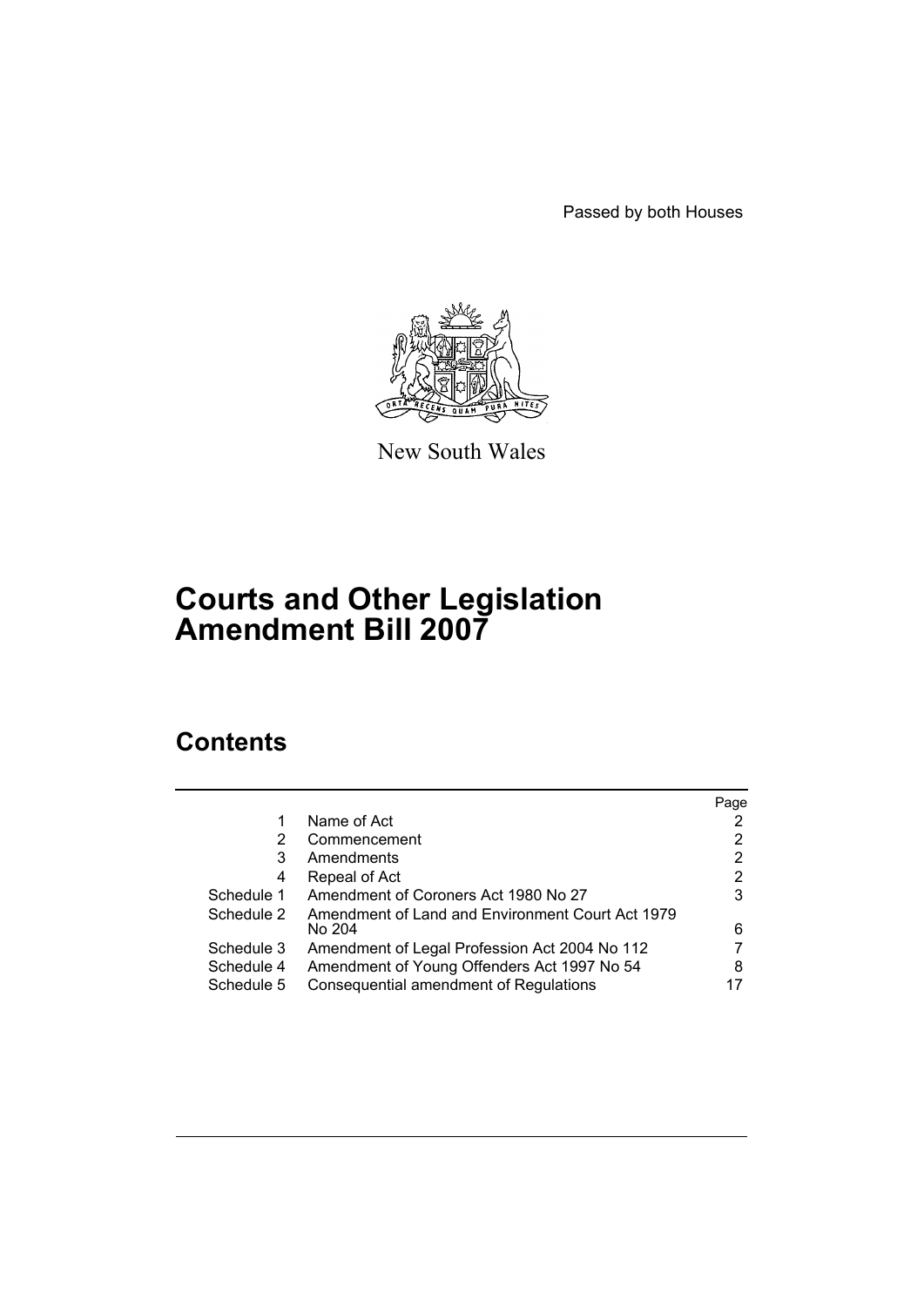Passed by both Houses

New South Wales

# Courts and Other Legislation Amendment Bill 2007

## Contents

| | | Page |
|---|---|---|
| 1 | Name of Act | 2 |
| 2 | Commencement | 2 |
| 3 | Amendments | 2 |
| 4 | Repeal of Act | 2 |
| Schedule 1 | Amendment of Coroners Act 1980 No 27 | 3 |
| Schedule 2 | Amendment of Land and Environment Court Act 1979 No 204 | 6 |
| Schedule 3 | Amendment of Legal Profession Act 2004 No 112 | 7 |
| Schedule 4 | Amendment of Young Offenders Act 1997 No 54 | 8 |
| Schedule 5 | Consequential amendment of Regulations | 17 |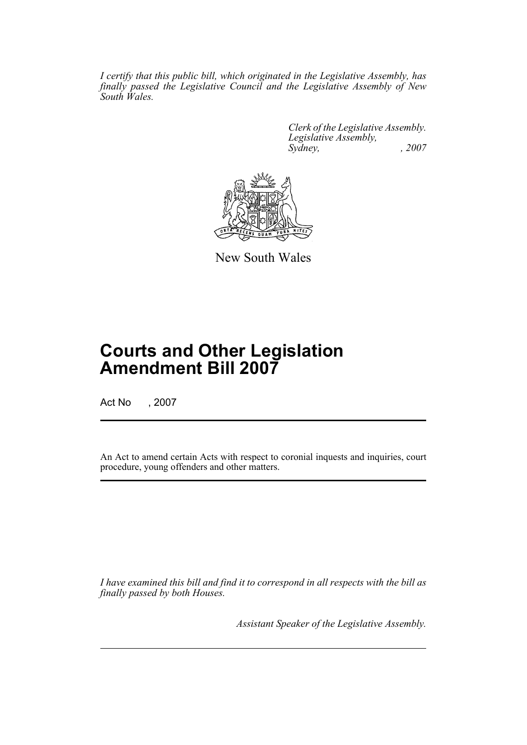*I certify that this public bill, which originated in the Legislative Assembly, has finally passed the Legislative Council and the Legislative Assembly of New South Wales.*

*Clerk of the Legislative Assembly.*
*Legislative Assembly,*
*Sydney, , 2007*

New South Wales

# Courts and Other Legislation Amendment Bill 2007

Act No , 2007

An Act to amend certain Acts with respect to coronial inquests and inquiries, court procedure, young offenders and other matters.

*I have examined this bill and find it to correspond in all respects with the bill as finally passed by both Houses.*

*Assistant Speaker of the Legislative Assembly.*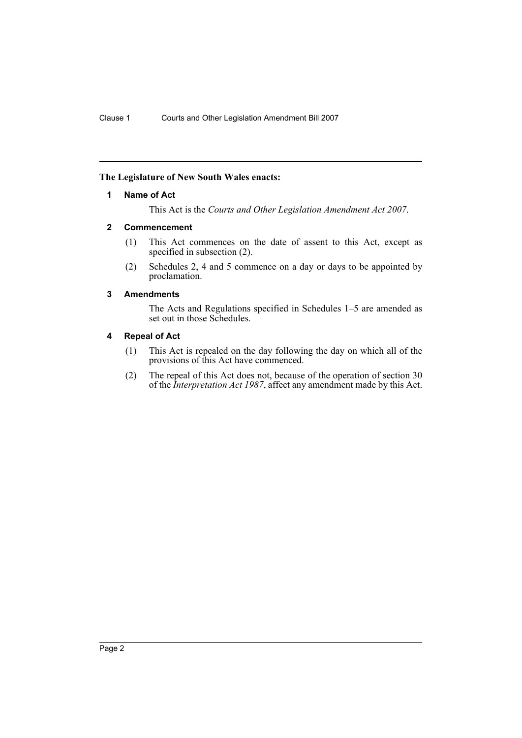**The Legislature of New South Wales enacts:**

## 1 Name of Act

This Act is the *Courts and Other Legislation Amendment Act 2007*.

## 2 Commencement

(1) This Act commences on the date of assent to this Act, except as specified in subsection (2).

(2) Schedules 2, 4 and 5 commence on a day or days to be appointed by proclamation.

## 3 Amendments

The Acts and Regulations specified in Schedules 1–5 are amended as set out in those Schedules.

## 4 Repeal of Act

(1) This Act is repealed on the day following the day on which all of the provisions of this Act have commenced.

(2) The repeal of this Act does not, because of the operation of section 30 of the *Interpretation Act 1987*, affect any amendment made by this Act.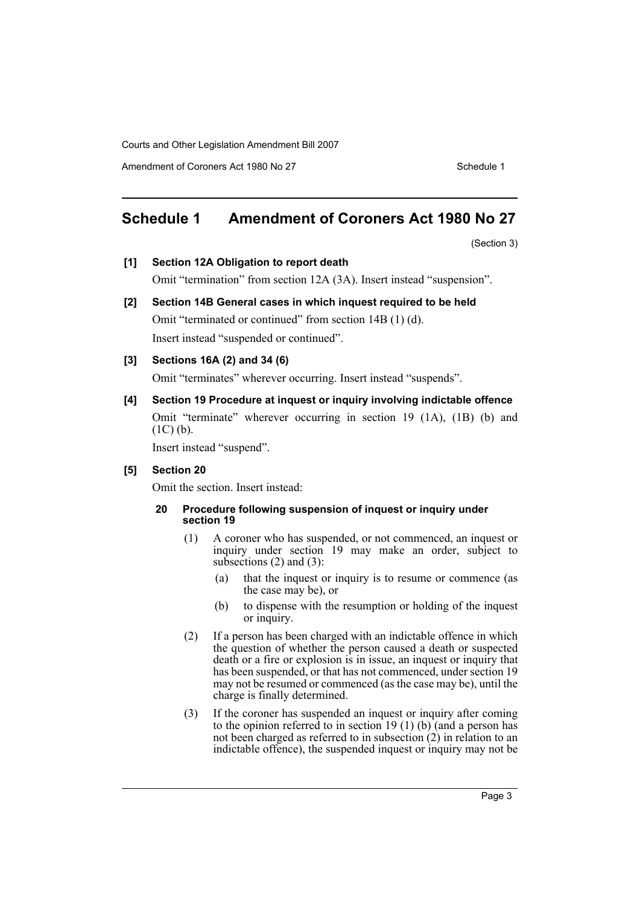## Schedule 1 Amendment of Coroners Act 1980 No 27

(Section 3)

**[1] Section 12A Obligation to report death**

Omit "termination" from section 12A (3A). Insert instead "suspension".

**[2] Section 14B General cases in which inquest required to be held**

Omit "terminated or continued" from section 14B (1) (d).

Insert instead "suspended or continued".

**[3] Sections 16A (2) and 34 (6)**

Omit "terminates" wherever occurring. Insert instead "suspends".

**[4] Section 19 Procedure at inquest or inquiry involving indictable offence**

Omit "terminate" wherever occurring in section 19 (1A), (1B) (b) and (1C) (b).

Insert instead "suspend".

**[5] Section 20**

Omit the section. Insert instead:

**20 Procedure following suspension of inquest or inquiry under section 19**

(1) A coroner who has suspended, or not commenced, an inquest or inquiry under section 19 may make an order, subject to subsections (2) and (3):

- (a) that the inquest or inquiry is to resume or commence (as the case may be), or
- (b) to dispense with the resumption or holding of the inquest or inquiry.

(2) If a person has been charged with an indictable offence in which the question of whether the person caused a death or suspected death or a fire or explosion is in issue, an inquest or inquiry that has been suspended, or that has not commenced, under section 19 may not be resumed or commenced (as the case may be), until the charge is finally determined.

(3) If the coroner has suspended an inquest or inquiry after coming to the opinion referred to in section 19 (1) (b) (and a person has not been charged as referred to in subsection (2) in relation to an indictable offence), the suspended inquest or inquiry may not be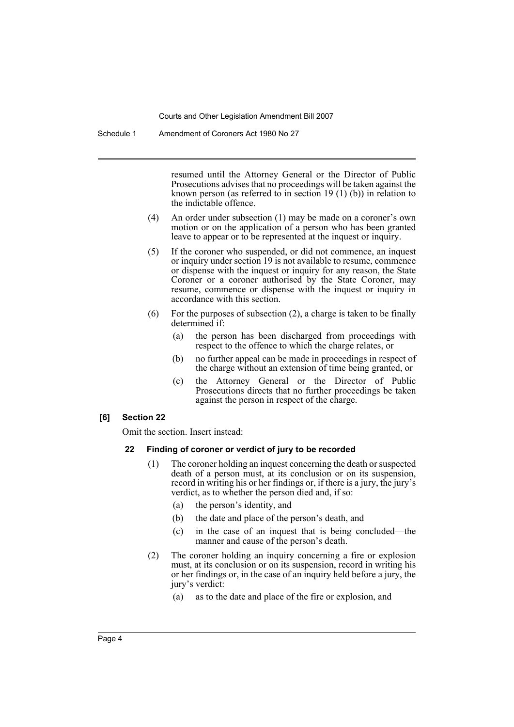resumed until the Attorney General or the Director of Public Prosecutions advises that no proceedings will be taken against the known person (as referred to in section 19 (1) (b)) in relation to the indictable offence.

(4) An order under subsection (1) may be made on a coroner's own motion or on the application of a person who has been granted leave to appear or to be represented at the inquest or inquiry.

(5) If the coroner who suspended, or did not commence, an inquest or inquiry under section 19 is not available to resume, commence or dispense with the inquest or inquiry for any reason, the State Coroner or a coroner authorised by the State Coroner, may resume, commence or dispense with the inquest or inquiry in accordance with this section.

(6) For the purposes of subsection (2), a charge is taken to be finally determined if:

(a) the person has been discharged from proceedings with respect to the offence to which the charge relates, or

(b) no further appeal can be made in proceedings in respect of the charge without an extension of time being granted, or

(c) the Attorney General or the Director of Public Prosecutions directs that no further proceedings be taken against the person in respect of the charge.

**[6] Section 22**

Omit the section. Insert instead:

**22 Finding of coroner or verdict of jury to be recorded**

(1) The coroner holding an inquest concerning the death or suspected death of a person must, at its conclusion or on its suspension, record in writing his or her findings or, if there is a jury, the jury's verdict, as to whether the person died and, if so:

(a) the person's identity, and

(b) the date and place of the person's death, and

(c) in the case of an inquest that is being concluded—the manner and cause of the person's death.

(2) The coroner holding an inquiry concerning a fire or explosion must, at its conclusion or on its suspension, record in writing his or her findings or, in the case of an inquiry held before a jury, the jury's verdict:

(a) as to the date and place of the fire or explosion, and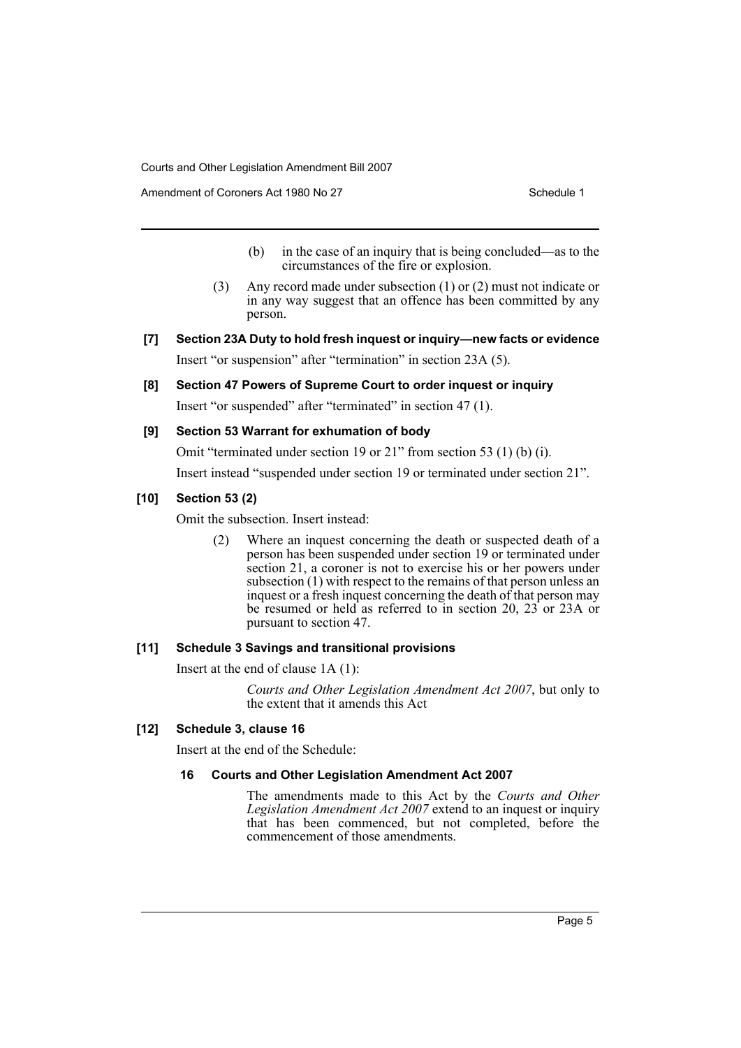(b) in the case of an inquiry that is being concluded—as to the circumstances of the fire or explosion.

(3) Any record made under subsection (1) or (2) must not indicate or in any way suggest that an offence has been committed by any person.

### [7] Section 23A Duty to hold fresh inquest or inquiry—new facts or evidence

Insert "or suspension" after "termination" in section 23A (5).

### [8] Section 47 Powers of Supreme Court to order inquest or inquiry

Insert "or suspended" after "terminated" in section 47 (1).

### [9] Section 53 Warrant for exhumation of body

Omit "terminated under section 19 or 21" from section 53 (1) (b) (i).

Insert instead "suspended under section 19 or terminated under section 21".

### [10] Section 53 (2)

Omit the subsection. Insert instead:

> (2) Where an inquest concerning the death or suspected death of a person has been suspended under section 19 or terminated under section 21, a coroner is not to exercise his or her powers under subsection (1) with respect to the remains of that person unless an inquest or a fresh inquest concerning the death of that person may be resumed or held as referred to in section 20, 23 or 23A or pursuant to section 47.

### [11] Schedule 3 Savings and transitional provisions

Insert at the end of clause 1A (1):

> *Courts and Other Legislation Amendment Act 2007*, but only to the extent that it amends this Act

### [12] Schedule 3, clause 16

Insert at the end of the Schedule:

#### 16 Courts and Other Legislation Amendment Act 2007

> The amendments made to this Act by the *Courts and Other Legislation Amendment Act 2007* extend to an inquest or inquiry that has been commenced, but not completed, before the commencement of those amendments.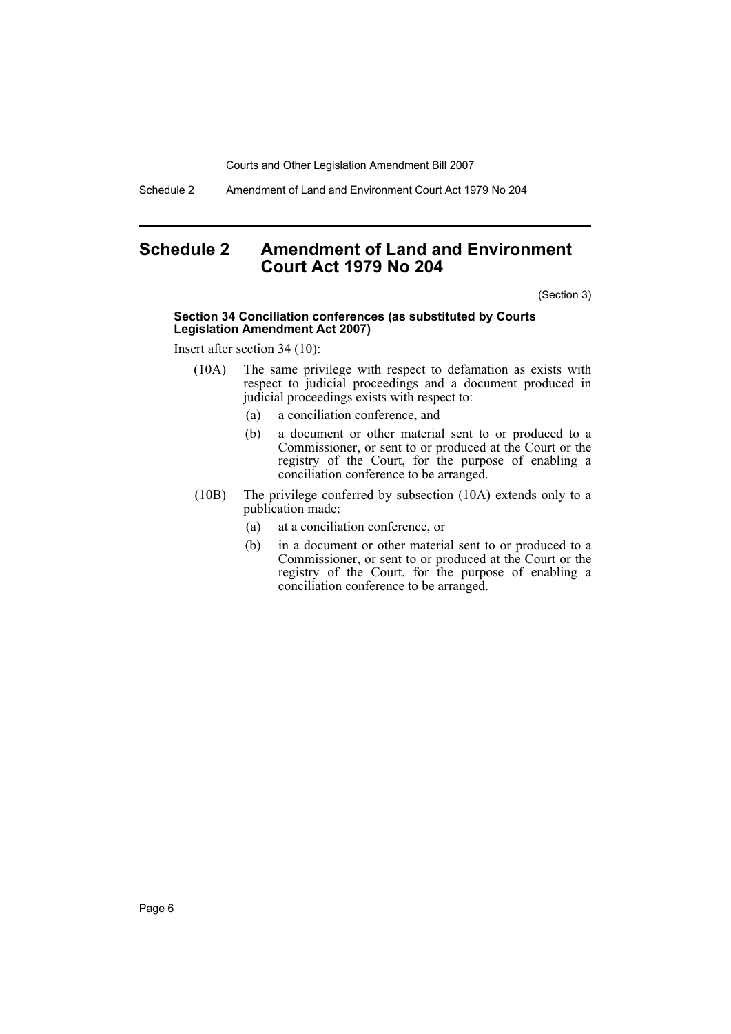# Schedule 2 Amendment of Land and Environment Court Act 1979 No 204

(Section 3)

**Section 34 Conciliation conferences (as substituted by Courts Legislation Amendment Act 2007)**

Insert after section 34 (10):

(10A) The same privilege with respect to defamation as exists with respect to judicial proceedings and a document produced in judicial proceedings exists with respect to:

(a) a conciliation conference, and

(b) a document or other material sent to or produced to a Commissioner, or sent to or produced at the Court or the registry of the Court, for the purpose of enabling a conciliation conference to be arranged.

(10B) The privilege conferred by subsection (10A) extends only to a publication made:

(a) at a conciliation conference, or

(b) in a document or other material sent to or produced to a Commissioner, or sent to or produced at the Court or the registry of the Court, for the purpose of enabling a conciliation conference to be arranged.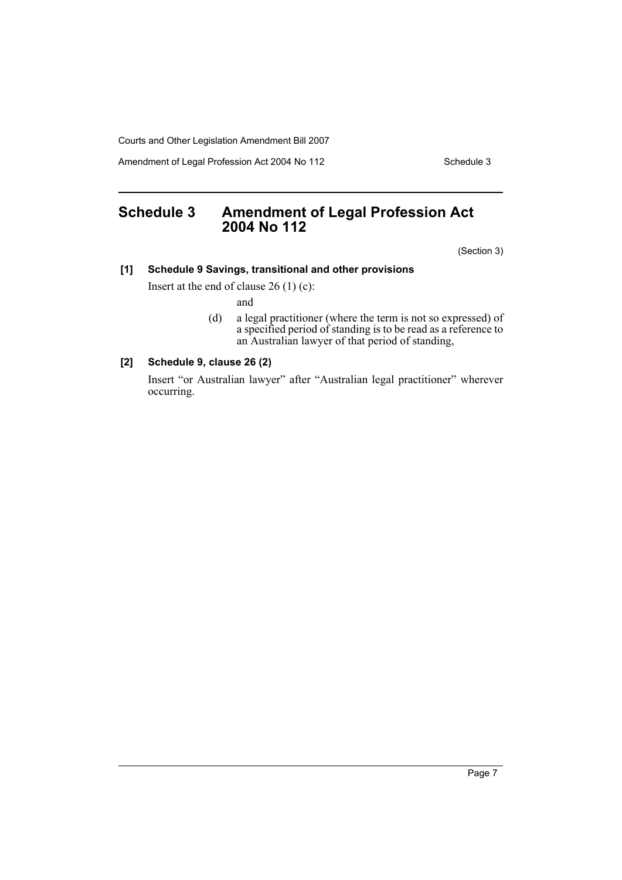## Schedule 3 Amendment of Legal Profession Act 2004 No 112

(Section 3)

**[1] Schedule 9 Savings, transitional and other provisions**

Insert at the end of clause 26 (1) (c):

and

(d) a legal practitioner (where the term is not so expressed) of a specified period of standing is to be read as a reference to an Australian lawyer of that period of standing,

**[2] Schedule 9, clause 26 (2)**

Insert "or Australian lawyer" after "Australian legal practitioner" wherever occurring.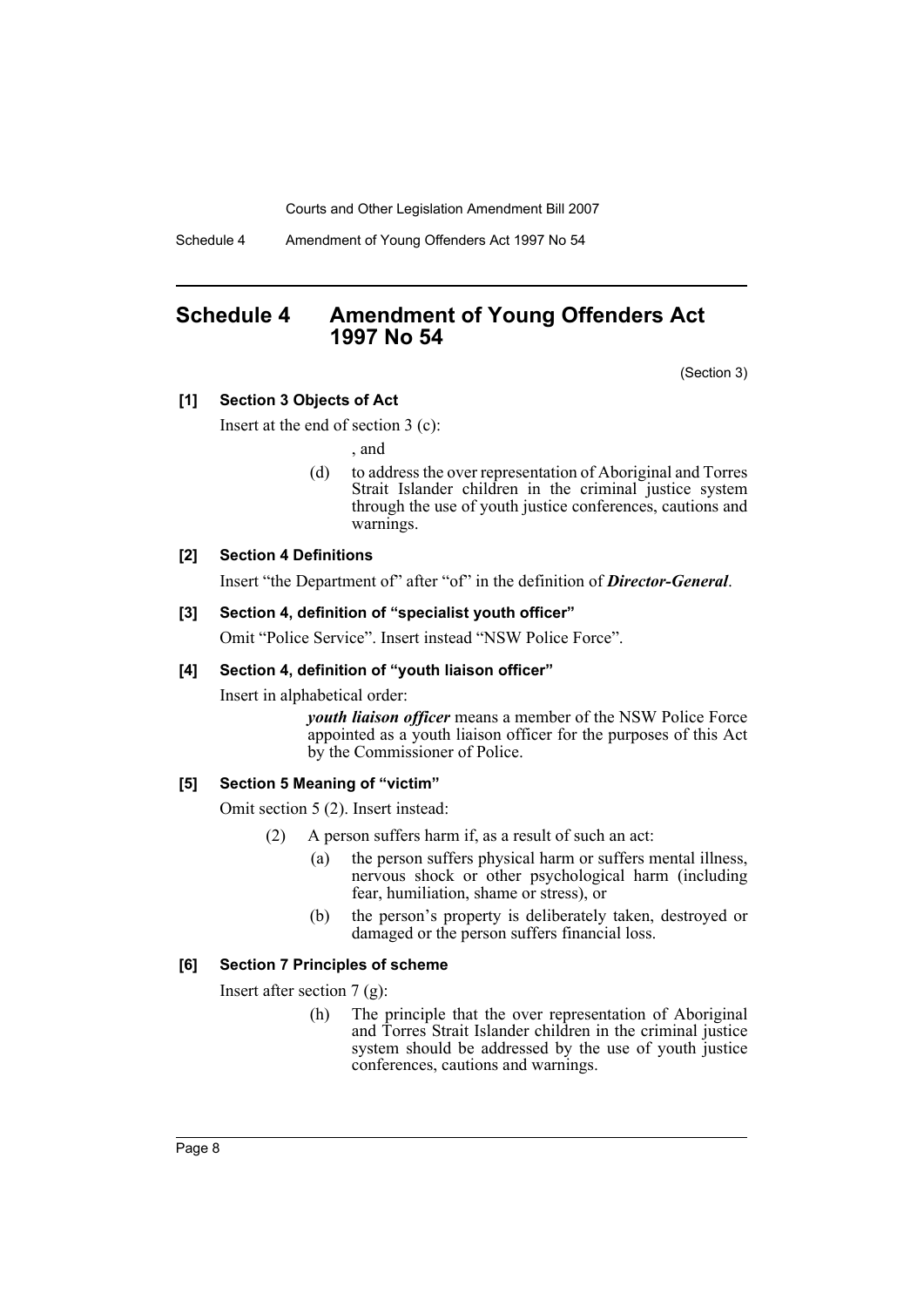# Schedule 4 Amendment of Young Offenders Act 1997 No 54

(Section 3)

**[1] Section 3 Objects of Act**

Insert at the end of section 3 (c):

, and

(d) to address the over representation of Aboriginal and Torres Strait Islander children in the criminal justice system through the use of youth justice conferences, cautions and warnings.

**[2] Section 4 Definitions**

Insert "the Department of" after "of" in the definition of ***Director-General***.

**[3] Section 4, definition of "specialist youth officer"**

Omit "Police Service". Insert instead "NSW Police Force".

**[4] Section 4, definition of "youth liaison officer"**

Insert in alphabetical order:

***youth liaison officer*** means a member of the NSW Police Force appointed as a youth liaison officer for the purposes of this Act by the Commissioner of Police.

**[5] Section 5 Meaning of "victim"**

Omit section 5 (2). Insert instead:

(2) A person suffers harm if, as a result of such an act:

(a) the person suffers physical harm or suffers mental illness, nervous shock or other psychological harm (including fear, humiliation, shame or stress), or

(b) the person's property is deliberately taken, destroyed or damaged or the person suffers financial loss.

**[6] Section 7 Principles of scheme**

Insert after section 7 (g):

(h) The principle that the over representation of Aboriginal and Torres Strait Islander children in the criminal justice system should be addressed by the use of youth justice conferences, cautions and warnings.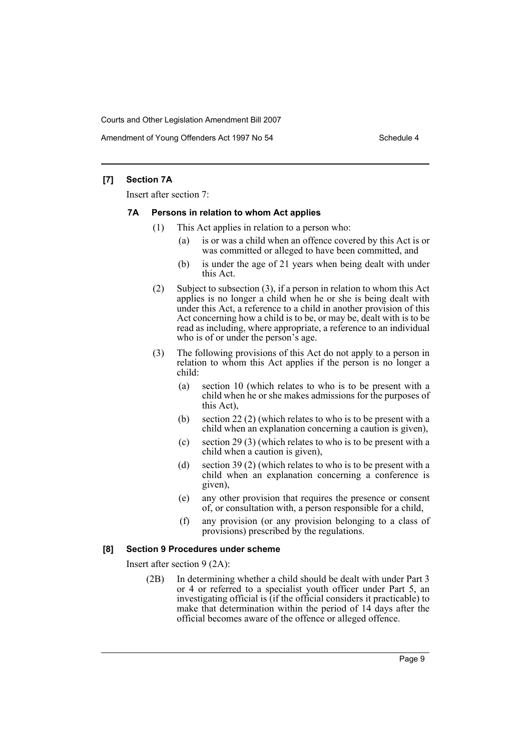### [7] Section 7A

Insert after section 7:

#### 7A Persons in relation to whom Act applies

(1) This Act applies in relation to a person who:

- (a) is or was a child when an offence covered by this Act is or was committed or alleged to have been committed, and
- (b) is under the age of 21 years when being dealt with under this Act.

(2) Subject to subsection (3), if a person in relation to whom this Act applies is no longer a child when he or she is being dealt with under this Act, a reference to a child in another provision of this Act concerning how a child is to be, or may be, dealt with is to be read as including, where appropriate, a reference to an individual who is of or under the person's age.

(3) The following provisions of this Act do not apply to a person in relation to whom this Act applies if the person is no longer a child:

- (a) section 10 (which relates to who is to be present with a child when he or she makes admissions for the purposes of this Act),
- (b) section 22 (2) (which relates to who is to be present with a child when an explanation concerning a caution is given),
- (c) section 29 (3) (which relates to who is to be present with a child when a caution is given),
- (d) section 39 (2) (which relates to who is to be present with a child when an explanation concerning a conference is given),
- (e) any other provision that requires the presence or consent of, or consultation with, a person responsible for a child,
- (f) any provision (or any provision belonging to a class of provisions) prescribed by the regulations.

### [8] Section 9 Procedures under scheme

Insert after section 9 (2A):

(2B) In determining whether a child should be dealt with under Part 3 or 4 or referred to a specialist youth officer under Part 5, an investigating official is (if the official considers it practicable) to make that determination within the period of 14 days after the official becomes aware of the offence or alleged offence.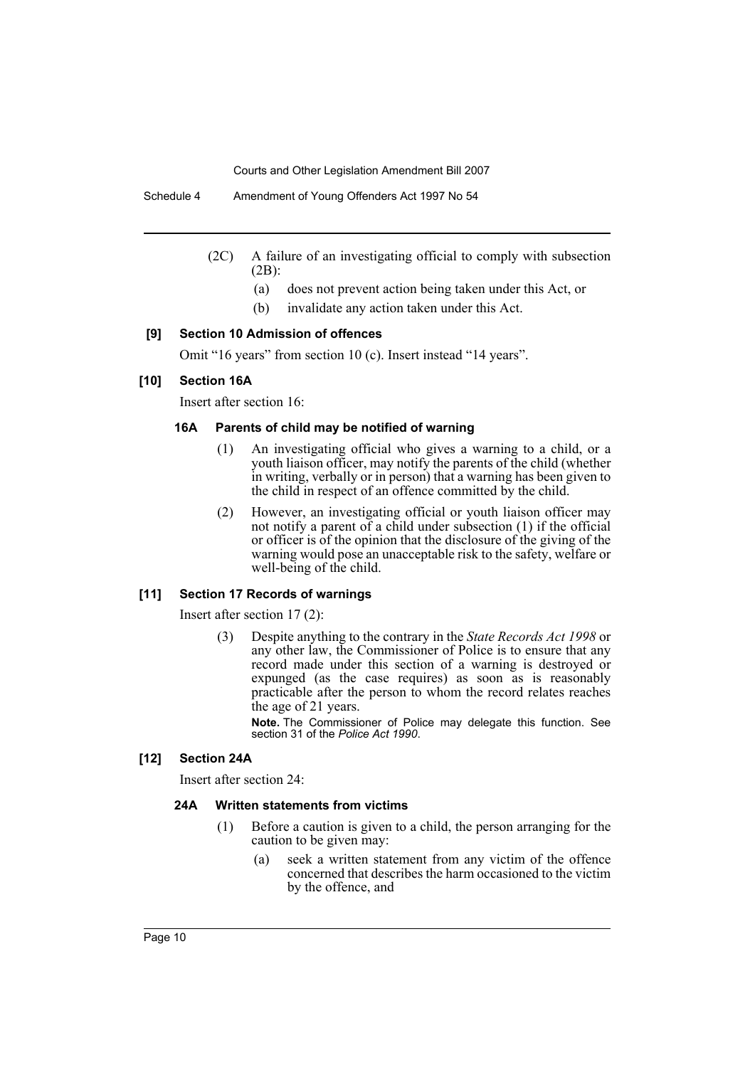(2C) A failure of an investigating official to comply with subsection (2B):

(a) does not prevent action being taken under this Act, or

(b) invalidate any action taken under this Act.

### [9] Section 10 Admission of offences

Omit "16 years" from section 10 (c). Insert instead "14 years".

### [10] Section 16A

Insert after section 16:

#### 16A Parents of child may be notified of warning

(1) An investigating official who gives a warning to a child, or a youth liaison officer, may notify the parents of the child (whether in writing, verbally or in person) that a warning has been given to the child in respect of an offence committed by the child.

(2) However, an investigating official or youth liaison officer may not notify a parent of a child under subsection (1) if the official or officer is of the opinion that the disclosure of the giving of the warning would pose an unacceptable risk to the safety, welfare or well-being of the child.

### [11] Section 17 Records of warnings

Insert after section 17 (2):

(3) Despite anything to the contrary in the *State Records Act 1998* or any other law, the Commissioner of Police is to ensure that any record made under this section of a warning is destroyed or expunged (as the case requires) as soon as is reasonably practicable after the person to whom the record relates reaches the age of 21 years.

**Note.** The Commissioner of Police may delegate this function. See section 31 of the *Police Act 1990*.

### [12] Section 24A

Insert after section 24:

#### 24A Written statements from victims

(1) Before a caution is given to a child, the person arranging for the caution to be given may:

(a) seek a written statement from any victim of the offence concerned that describes the harm occasioned to the victim by the offence, and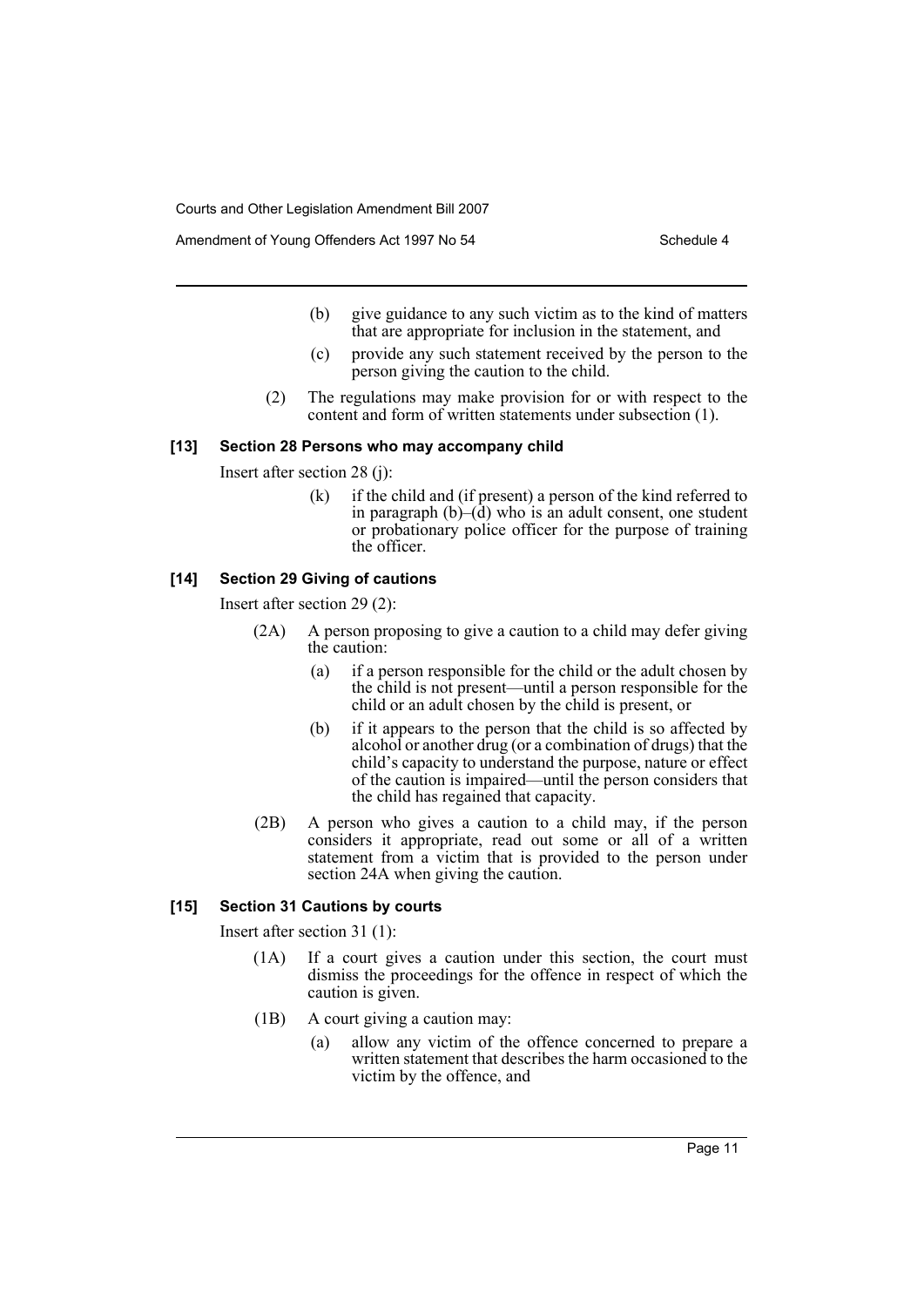(b) give guidance to any such victim as to the kind of matters that are appropriate for inclusion in the statement, and

(c) provide any such statement received by the person to the person giving the caution to the child.

(2) The regulations may make provision for or with respect to the content and form of written statements under subsection (1).

#### [13] Section 28 Persons who may accompany child

Insert after section 28 (j):

(k) if the child and (if present) a person of the kind referred to in paragraph (b)–(d) who is an adult consent, one student or probationary police officer for the purpose of training the officer.

#### [14] Section 29 Giving of cautions

Insert after section 29 (2):

(2A) A person proposing to give a caution to a child may defer giving the caution:

(a) if a person responsible for the child or the adult chosen by the child is not present—until a person responsible for the child or an adult chosen by the child is present, or

(b) if it appears to the person that the child is so affected by alcohol or another drug (or a combination of drugs) that the child's capacity to understand the purpose, nature or effect of the caution is impaired—until the person considers that the child has regained that capacity.

(2B) A person who gives a caution to a child may, if the person considers it appropriate, read out some or all of a written statement from a victim that is provided to the person under section 24A when giving the caution.

#### [15] Section 31 Cautions by courts

Insert after section 31 (1):

(1A) If a court gives a caution under this section, the court must dismiss the proceedings for the offence in respect of which the caution is given.

(1B) A court giving a caution may:

(a) allow any victim of the offence concerned to prepare a written statement that describes the harm occasioned to the victim by the offence, and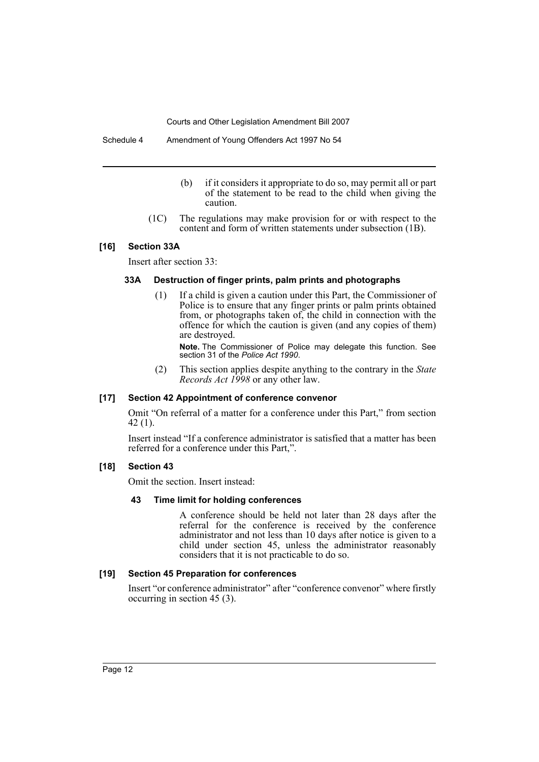(b) if it considers it appropriate to do so, may permit all or part of the statement to be read to the child when giving the caution.

(1C) The regulations may make provision for or with respect to the content and form of written statements under subsection (1B).

### [16] Section 33A

Insert after section 33:

#### 33A Destruction of finger prints, palm prints and photographs

(1) If a child is given a caution under this Part, the Commissioner of Police is to ensure that any finger prints or palm prints obtained from, or photographs taken of, the child in connection with the offence for which the caution is given (and any copies of them) are destroyed.

**Note.** The Commissioner of Police may delegate this function. See section 31 of the *Police Act 1990*.

(2) This section applies despite anything to the contrary in the *State Records Act 1998* or any other law.

### [17] Section 42 Appointment of conference convenor

Omit "On referral of a matter for a conference under this Part," from section 42 (1).

Insert instead "If a conference administrator is satisfied that a matter has been referred for a conference under this Part,".

### [18] Section 43

Omit the section. Insert instead:

#### 43 Time limit for holding conferences

A conference should be held not later than 28 days after the referral for the conference is received by the conference administrator and not less than 10 days after notice is given to a child under section 45, unless the administrator reasonably considers that it is not practicable to do so.

### [19] Section 45 Preparation for conferences

Insert "or conference administrator" after "conference convenor" where firstly occurring in section 45 (3).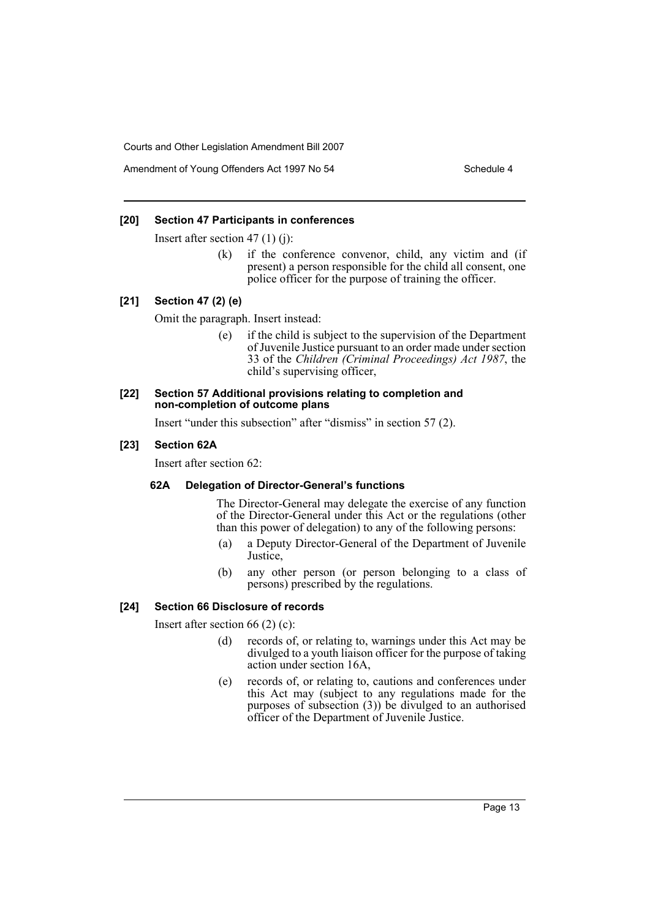### [20] Section 47 Participants in conferences

Insert after section 47 (1) (j):

> (k) if the conference convenor, child, any victim and (if present) a person responsible for the child all consent, one police officer for the purpose of training the officer.

### [21] Section 47 (2) (e)

Omit the paragraph. Insert instead:

> (e) if the child is subject to the supervision of the Department of Juvenile Justice pursuant to an order made under section 33 of the *Children (Criminal Proceedings) Act 1987*, the child's supervising officer,

### [22] Section 57 Additional provisions relating to completion and non-completion of outcome plans

Insert "under this subsection" after "dismiss" in section 57 (2).

### [23] Section 62A

Insert after section 62:

#### 62A Delegation of Director-General's functions

The Director-General may delegate the exercise of any function of the Director-General under this Act or the regulations (other than this power of delegation) to any of the following persons:

(a) a Deputy Director-General of the Department of Juvenile Justice,

(b) any other person (or person belonging to a class of persons) prescribed by the regulations.

### [24] Section 66 Disclosure of records

Insert after section 66 (2) (c):

> (d) records of, or relating to, warnings under this Act may be divulged to a youth liaison officer for the purpose of taking action under section 16A,
>
> (e) records of, or relating to, cautions and conferences under this Act may (subject to any regulations made for the purposes of subsection (3)) be divulged to an authorised officer of the Department of Juvenile Justice.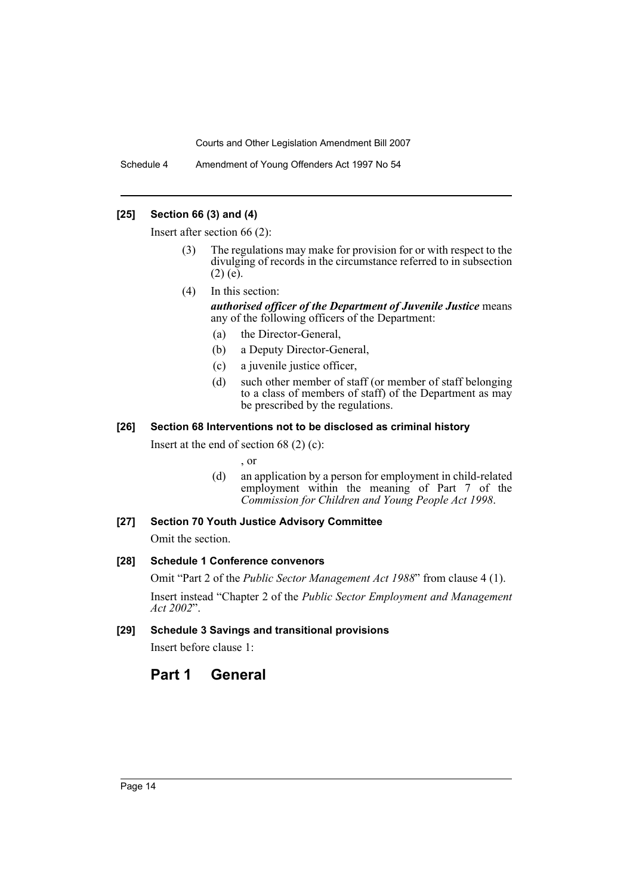### [25] Section 66 (3) and (4)

Insert after section 66 (2):

> (3) The regulations may make for provision for or with respect to the divulging of records in the circumstance referred to in subsection (2) (e).
>
> (4) In this section:
>
> ***authorised officer of the Department of Juvenile Justice*** means any of the following officers of the Department:
>
> (a) the Director-General,
>
> (b) a Deputy Director-General,
>
> (c) a juvenile justice officer,
>
> (d) such other member of staff (or member of staff belonging to a class of members of staff) of the Department as may be prescribed by the regulations.

### [26] Section 68 Interventions not to be disclosed as criminal history

Insert at the end of section 68 (2) (c):

> , or
>
> (d) an application by a person for employment in child-related employment within the meaning of Part 7 of the *Commission for Children and Young People Act 1998*.

### [27] Section 70 Youth Justice Advisory Committee

Omit the section.

### [28] Schedule 1 Conference convenors

Omit "Part 2 of the *Public Sector Management Act 1988*" from clause 4 (1).

Insert instead "Chapter 2 of the *Public Sector Employment and Management Act 2002*".

### [29] Schedule 3 Savings and transitional provisions

Insert before clause 1:

## Part 1 General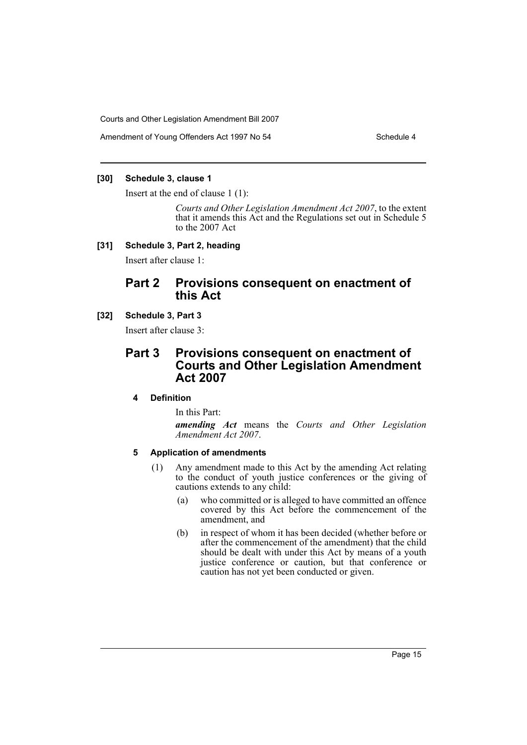**[30] Schedule 3, clause 1**

Insert at the end of clause 1 (1):

> *Courts and Other Legislation Amendment Act 2007*, to the extent that it amends this Act and the Regulations set out in Schedule 5 to the 2007 Act

**[31] Schedule 3, Part 2, heading**

Insert after clause 1:

## Part 2 Provisions consequent on enactment of this Act

**[32] Schedule 3, Part 3**

Insert after clause 3:

## Part 3 Provisions consequent on enactment of Courts and Other Legislation Amendment Act 2007

### 4 Definition

In this Part:

***amending Act*** means the *Courts and Other Legislation Amendment Act 2007*.

### 5 Application of amendments

(1) Any amendment made to this Act by the amending Act relating to the conduct of youth justice conferences or the giving of cautions extends to any child:

- (a) who committed or is alleged to have committed an offence covered by this Act before the commencement of the amendment, and
- (b) in respect of whom it has been decided (whether before or after the commencement of the amendment) that the child should be dealt with under this Act by means of a youth justice conference or caution, but that conference or caution has not yet been conducted or given.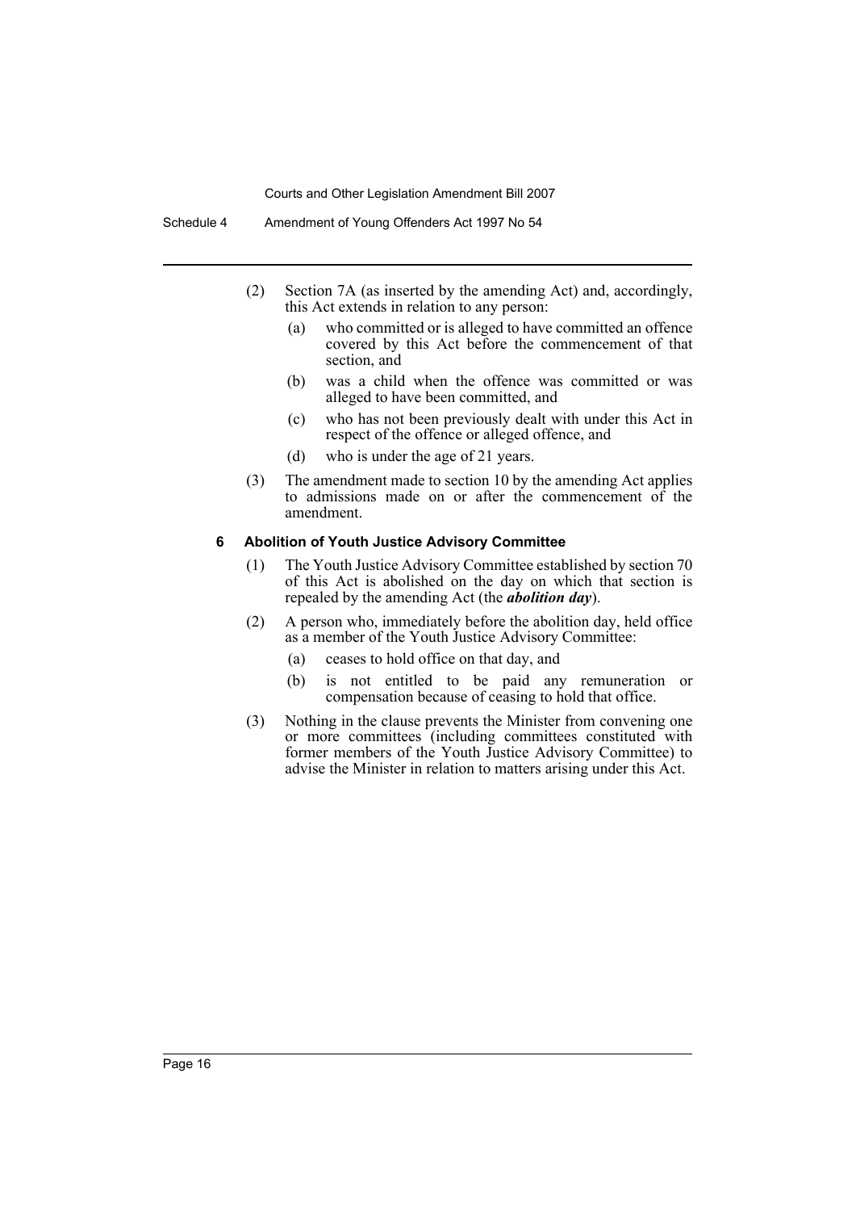(2) Section 7A (as inserted by the amending Act) and, accordingly, this Act extends in relation to any person:

(a) who committed or is alleged to have committed an offence covered by this Act before the commencement of that section, and

(b) was a child when the offence was committed or was alleged to have been committed, and

(c) who has not been previously dealt with under this Act in respect of the offence or alleged offence, and

(d) who is under the age of 21 years.

(3) The amendment made to section 10 by the amending Act applies to admissions made on or after the commencement of the amendment.

#### 6 Abolition of Youth Justice Advisory Committee

(1) The Youth Justice Advisory Committee established by section 70 of this Act is abolished on the day on which that section is repealed by the amending Act (the ***abolition day***).

(2) A person who, immediately before the abolition day, held office as a member of the Youth Justice Advisory Committee:

(a) ceases to hold office on that day, and

(b) is not entitled to be paid any remuneration or compensation because of ceasing to hold that office.

(3) Nothing in the clause prevents the Minister from convening one or more committees (including committees constituted with former members of the Youth Justice Advisory Committee) to advise the Minister in relation to matters arising under this Act.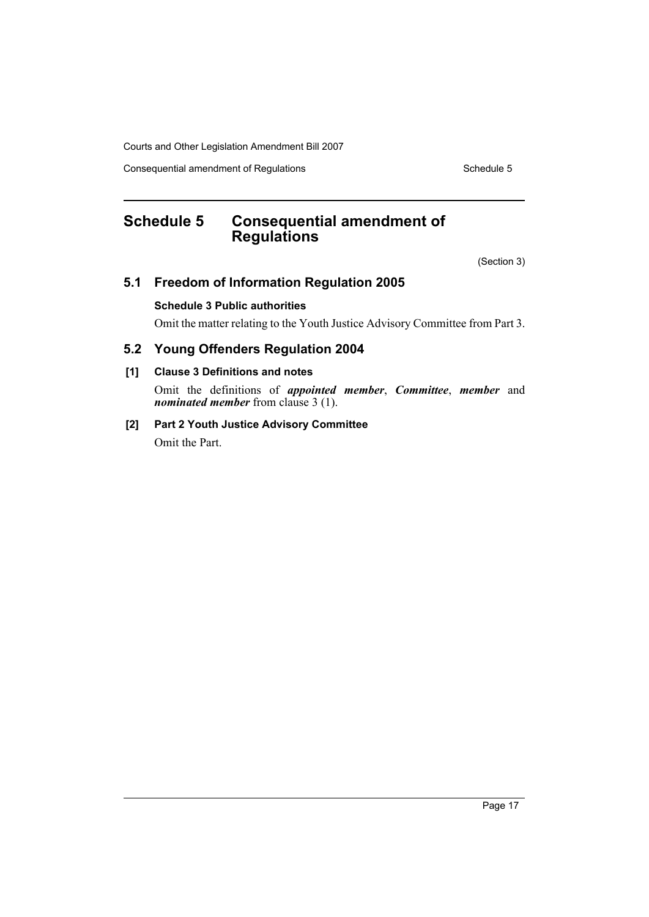# Schedule 5 Consequential amendment of Regulations

(Section 3)

## 5.1 Freedom of Information Regulation 2005

**Schedule 3 Public authorities**

Omit the matter relating to the Youth Justice Advisory Committee from Part 3.

## 5.2 Young Offenders Regulation 2004

**[1] Clause 3 Definitions and notes**

Omit the definitions of ***appointed member***, ***Committee***, ***member*** and ***nominated member*** from clause 3 (1).

**[2] Part 2 Youth Justice Advisory Committee**

Omit the Part.